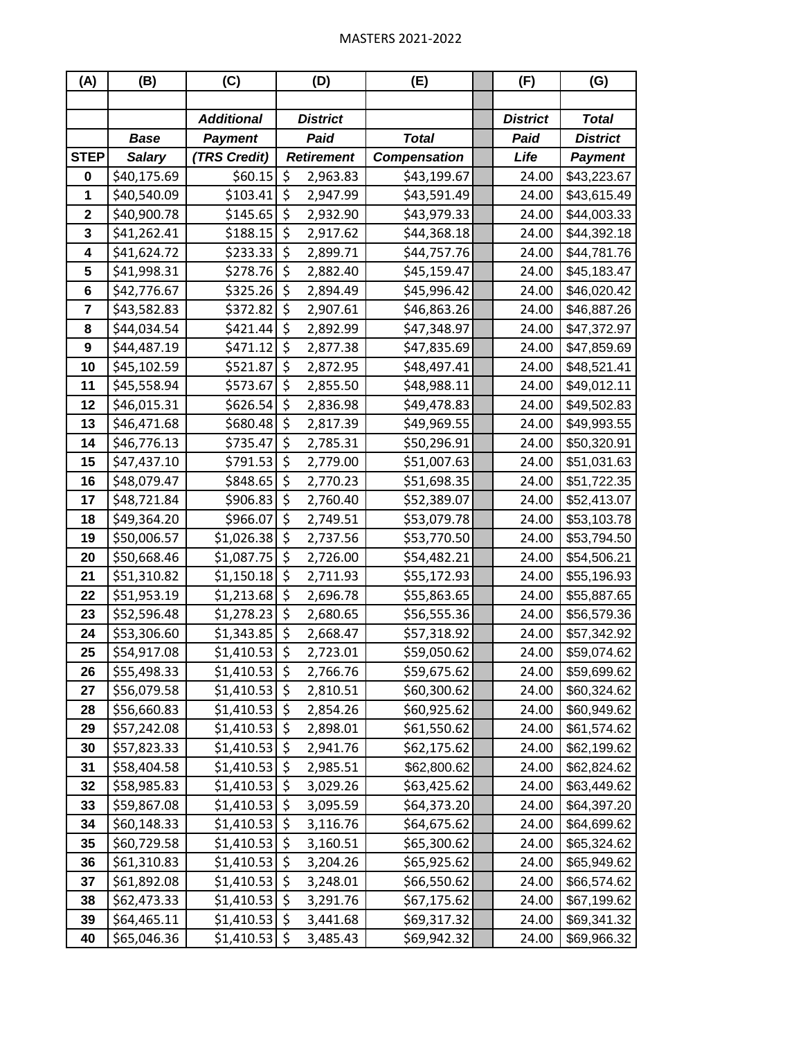# MASTERS 2021-2022

| (A) | (B) | (C) | (D) | (E) | | (F) | (G) |
|---|---|---|---|---|---|---|---|
| | | | | | | | |
| | | *Additional* | *District* | | | *District* | *Total* |
| | *Base* | *Payment* | *Paid* | *Total* | | *Paid* | *District* |
| **STEP** | *Salary* | *(TRS Credit)* | *Retirement* | *Compensation* | | *Life* | *Payment* |
| **0** | $40,175.69 | $60.15 | $ 2,963.83 | $43,199.67 | | 24.00 | $43,223.67 |
| **1** | $40,540.09 | $103.41 | $ 2,947.99 | $43,591.49 | | 24.00 | $43,615.49 |
| **2** | $40,900.78 | $145.65 | $ 2,932.90 | $43,979.33 | | 24.00 | $44,003.33 |
| **3** | $41,262.41 | $188.15 | $ 2,917.62 | $44,368.18 | | 24.00 | $44,392.18 |
| **4** | $41,624.72 | $233.33 | $ 2,899.71 | $44,757.76 | | 24.00 | $44,781.76 |
| **5** | $41,998.31 | $278.76 | $ 2,882.40 | $45,159.47 | | 24.00 | $45,183.47 |
| **6** | $42,776.67 | $325.26 | $ 2,894.49 | $45,996.42 | | 24.00 | $46,020.42 |
| **7** | $43,582.83 | $372.82 | $ 2,907.61 | $46,863.26 | | 24.00 | $46,887.26 |
| **8** | $44,034.54 | $421.44 | $ 2,892.99 | $47,348.97 | | 24.00 | $47,372.97 |
| **9** | $44,487.19 | $471.12 | $ 2,877.38 | $47,835.69 | | 24.00 | $47,859.69 |
| **10** | $45,102.59 | $521.87 | $ 2,872.95 | $48,497.41 | | 24.00 | $48,521.41 |
| **11** | $45,558.94 | $573.67 | $ 2,855.50 | $48,988.11 | | 24.00 | $49,012.11 |
| **12** | $46,015.31 | $626.54 | $ 2,836.98 | $49,478.83 | | 24.00 | $49,502.83 |
| **13** | $46,471.68 | $680.48 | $ 2,817.39 | $49,969.55 | | 24.00 | $49,993.55 |
| **14** | $46,776.13 | $735.47 | $ 2,785.31 | $50,296.91 | | 24.00 | $50,320.91 |
| **15** | $47,437.10 | $791.53 | $ 2,779.00 | $51,007.63 | | 24.00 | $51,031.63 |
| **16** | $48,079.47 | $848.65 | $ 2,770.23 | $51,698.35 | | 24.00 | $51,722.35 |
| **17** | $48,721.84 | $906.83 | $ 2,760.40 | $52,389.07 | | 24.00 | $52,413.07 |
| **18** | $49,364.20 | $966.07 | $ 2,749.51 | $53,079.78 | | 24.00 | $53,103.78 |
| **19** | $50,006.57 | $1,026.38 | $ 2,737.56 | $53,770.50 | | 24.00 | $53,794.50 |
| **20** | $50,668.46 | $1,087.75 | $ 2,726.00 | $54,482.21 | | 24.00 | $54,506.21 |
| **21** | $51,310.82 | $1,150.18 | $ 2,711.93 | $55,172.93 | | 24.00 | $55,196.93 |
| **22** | $51,953.19 | $1,213.68 | $ 2,696.78 | $55,863.65 | | 24.00 | $55,887.65 |
| **23** | $52,596.48 | $1,278.23 | $ 2,680.65 | $56,555.36 | | 24.00 | $56,579.36 |
| **24** | $53,306.60 | $1,343.85 | $ 2,668.47 | $57,318.92 | | 24.00 | $57,342.92 |
| **25** | $54,917.08 | $1,410.53 | $ 2,723.01 | $59,050.62 | | 24.00 | $59,074.62 |
| **26** | $55,498.33 | $1,410.53 | $ 2,766.76 | $59,675.62 | | 24.00 | $59,699.62 |
| **27** | $56,079.58 | $1,410.53 | $ 2,810.51 | $60,300.62 | | 24.00 | $60,324.62 |
| **28** | $56,660.83 | $1,410.53 | $ 2,854.26 | $60,925.62 | | 24.00 | $60,949.62 |
| **29** | $57,242.08 | $1,410.53 | $ 2,898.01 | $61,550.62 | | 24.00 | $61,574.62 |
| **30** | $57,823.33 | $1,410.53 | $ 2,941.76 | $62,175.62 | | 24.00 | $62,199.62 |
| **31** | $58,404.58 | $1,410.53 | $ 2,985.51 | $62,800.62 | | 24.00 | $62,824.62 |
| **32** | $58,985.83 | $1,410.53 | $ 3,029.26 | $63,425.62 | | 24.00 | $63,449.62 |
| **33** | $59,867.08 | $1,410.53 | $ 3,095.59 | $64,373.20 | | 24.00 | $64,397.20 |
| **34** | $60,148.33 | $1,410.53 | $ 3,116.76 | $64,675.62 | | 24.00 | $64,699.62 |
| **35** | $60,729.58 | $1,410.53 | $ 3,160.51 | $65,300.62 | | 24.00 | $65,324.62 |
| **36** | $61,310.83 | $1,410.53 | $ 3,204.26 | $65,925.62 | | 24.00 | $65,949.62 |
| **37** | $61,892.08 | $1,410.53 | $ 3,248.01 | $66,550.62 | | 24.00 | $66,574.62 |
| **38** | $62,473.33 | $1,410.53 | $ 3,291.76 | $67,175.62 | | 24.00 | $67,199.62 |
| **39** | $64,465.11 | $1,410.53 | $ 3,441.68 | $69,317.32 | | 24.00 | $69,341.32 |
| **40** | $65,046.36 | $1,410.53 | $ 3,485.43 | $69,942.32 | | 24.00 | $69,966.32 |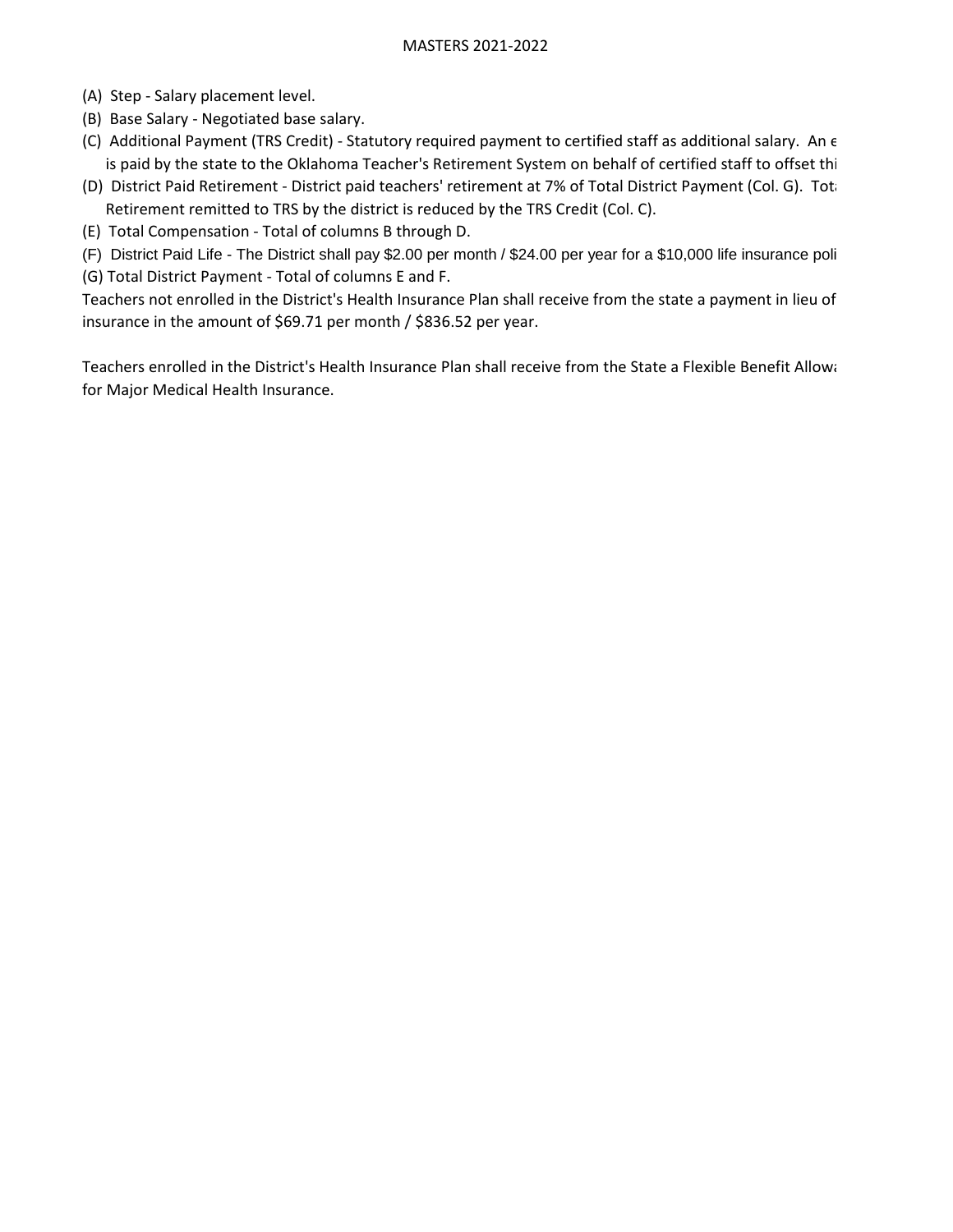MASTERS 2021-2022

(A) Step - Salary placement level.

(B) Base Salary - Negotiated base salary.

(C) Additional Payment (TRS Credit) - Statutory required payment to certified staff as additional salary. An e
is paid by the state to the Oklahoma Teacher's Retirement System on behalf of certified staff to offset thi

(D) District Paid Retirement - District paid teachers' retirement at 7% of Total District Payment (Col. G). Tota
Retirement remitted to TRS by the district is reduced by the TRS Credit (Col. C).

(E) Total Compensation - Total of columns B through D.

(F) District Paid Life - The District shall pay $2.00 per month / $24.00 per year for a $10,000 life insurance poli

(G) Total District Payment - Total of columns E and F.

Teachers not enrolled in the District's Health Insurance Plan shall receive from the state a payment in lieu of
insurance in the amount of $69.71 per month / $836.52 per year.

Teachers enrolled in the District's Health Insurance Plan shall receive from the State a Flexible Benefit Allowa
for Major Medical Health Insurance.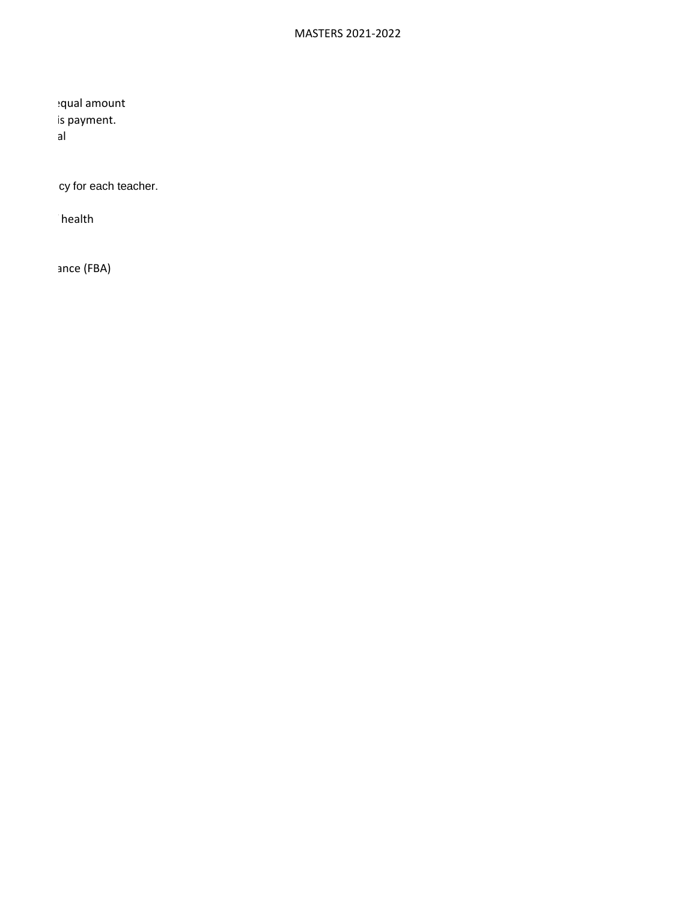equal amount
is payment.
al

cy for each teacher.

health

ance (FBA)